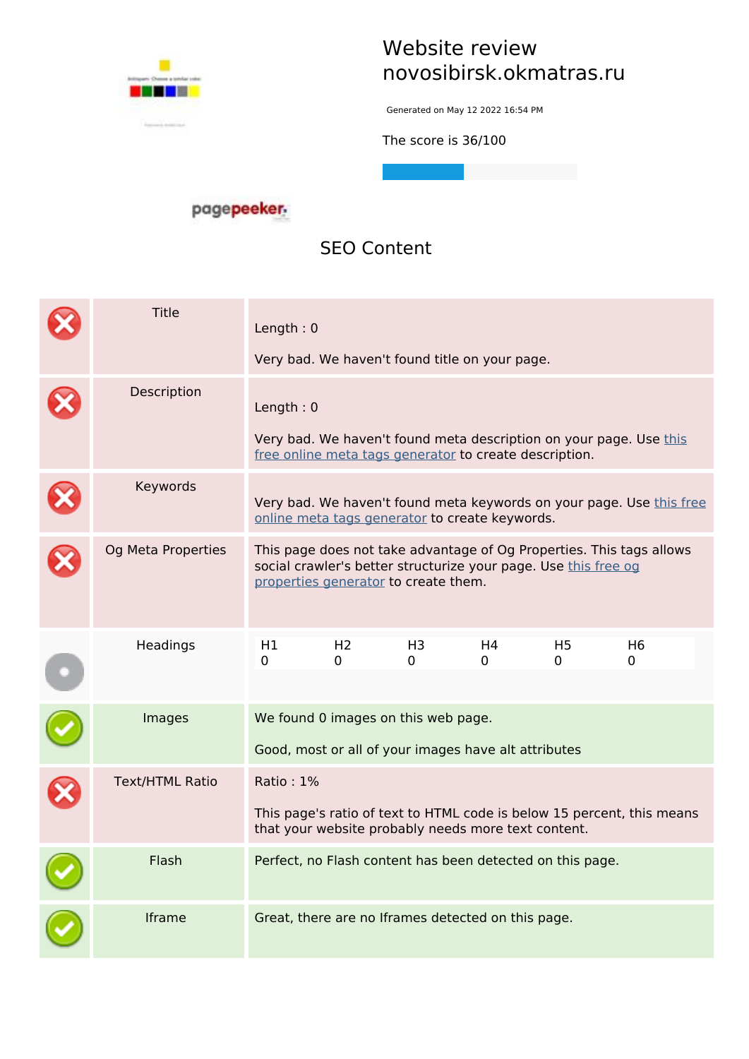# Website review novosibirsk.okmatras.ru

Generated on May 12 2022 16:54 PM

The score is 36/100

## SEO Content

| | | |
|---|---|---|
| ✗ | Title | Length : 0<br><br>Very bad. We haven't found title on your page. |
| ✗ | Description | Length : 0<br><br>Very bad. We haven't found meta description on your page. Use this free online meta tags generator to create description. |
| ✗ | Keywords | Very bad. We haven't found meta keywords on your page. Use this free online meta tags generator to create keywords. |
| ✗ | Og Meta Properties | This page does not take advantage of Og Properties. This tags allows social crawler's better structurize your page. Use this free og properties generator to create them. |
| • | Headings | H1: 0, H2: 0, H3: 0, H4: 0, H5: 0, H6: 0 |
| ✓ | Images | We found 0 images on this web page.<br><br>Good, most or all of your images have alt attributes |
| ✗ | Text/HTML Ratio | Ratio : 1%<br><br>This page's ratio of text to HTML code is below 15 percent, this means that your website probably needs more text content. |
| ✓ | Flash | Perfect, no Flash content has been detected on this page. |
| ✓ | Iframe | Great, there are no Iframes detected on this page. |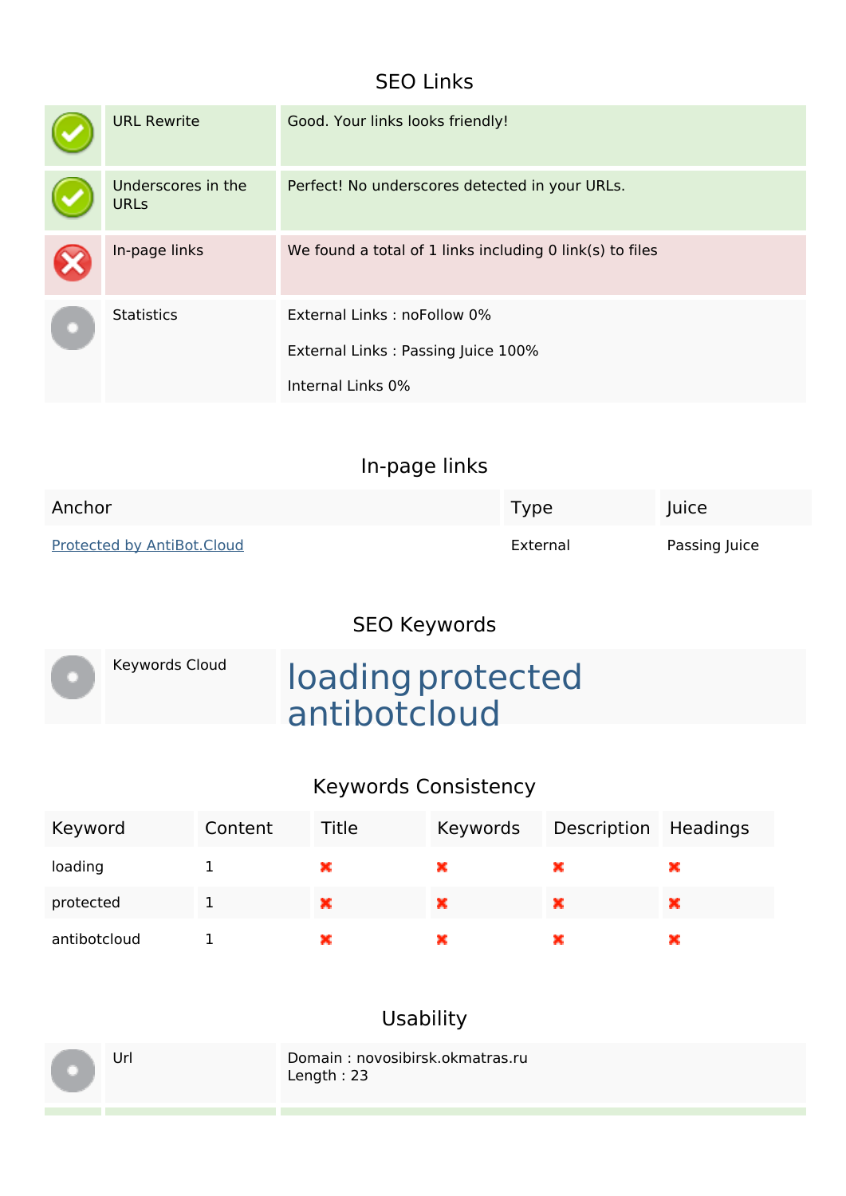## SEO Links

| | | |
|---|---|---|
| ✔ | URL Rewrite | Good. Your links looks friendly! |
| ✔ | Underscores in the URLs | Perfect! No underscores detected in your URLs. |
| ✖ | In-page links | We found a total of 1 links including 0 link(s) to files |
| ● | Statistics | External Links : noFollow 0%<br><br>External Links : Passing Juice 100%<br><br>Internal Links 0% |

## In-page links

| Anchor | Type | Juice |
|---|---|---|
| Protected by AntiBot.Cloud | External | Passing Juice |

## SEO Keywords

| | | |
|---|---|---|
| ● | Keywords Cloud | loading protected antibotcloud |

## Keywords Consistency

| Keyword | Content | Title | Keywords | Description | Headings |
|---|---|---|---|---|---|
| loading | 1 | ✖ | ✖ | ✖ | ✖ |
| protected | 1 | ✖ | ✖ | ✖ | ✖ |
| antibotcloud | 1 | ✖ | ✖ | ✖ | ✖ |

## Usability

| | | |
|---|---|---|
| ● | Url | Domain : novosibirsk.okmatras.ru<br>Length : 23 |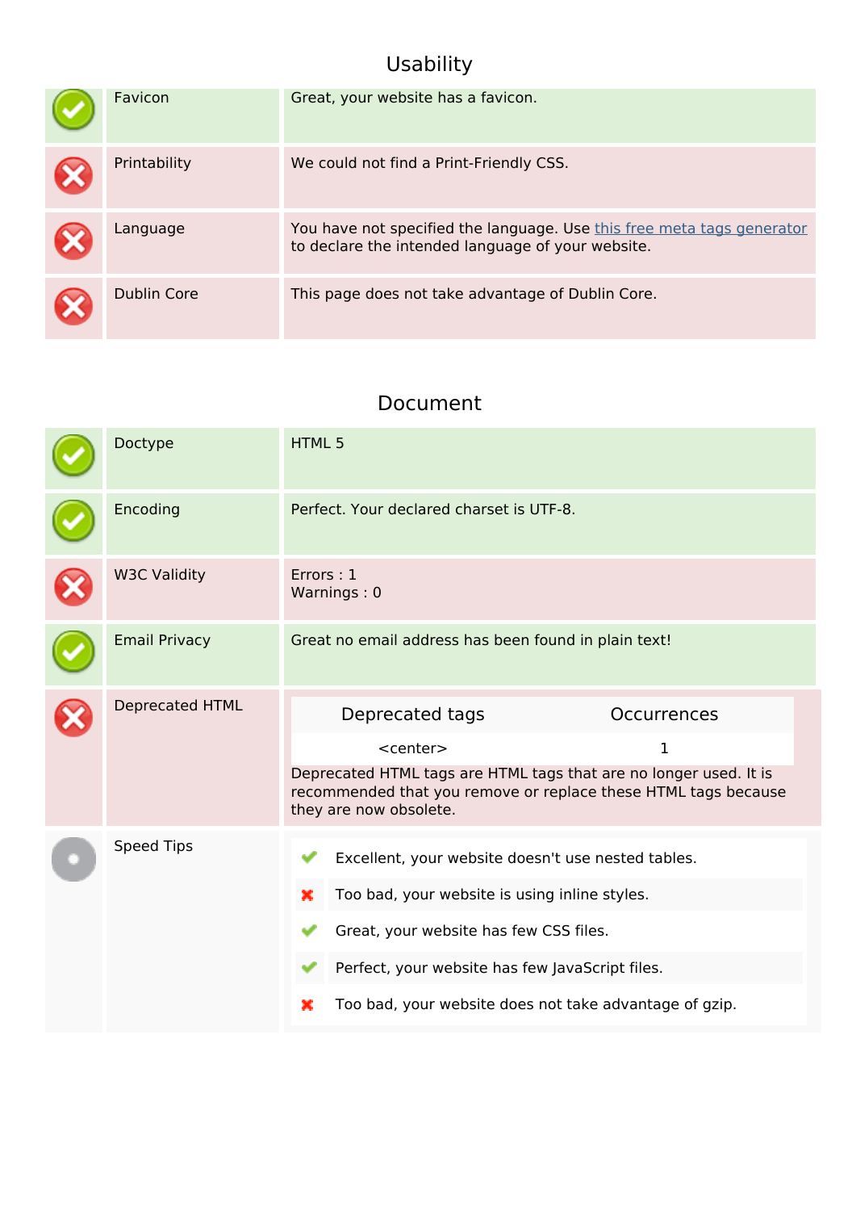## Usability

| | | |
|---|---|---|
| ✓ | Favicon | Great, your website has a favicon. |
| ✗ | Printability | We could not find a Print-Friendly CSS. |
| ✗ | Language | You have not specified the language. Use this free meta tags generator to declare the intended language of your website. |
| ✗ | Dublin Core | This page does not take advantage of Dublin Core. |

## Document

| | | |
|---|---|---|
| ✓ | Doctype | HTML 5 |
| ✓ | Encoding | Perfect. Your declared charset is UTF-8. |
| ✗ | W3C Validity | Errors : 1<br>Warnings : 0 |
| ✓ | Email Privacy | Great no email address has been found in plain text! |
| ✗ | Deprecated HTML | See table below |
| | Speed Tips | See list below |

**Deprecated HTML**

| Deprecated tags | Occurrences |
|---|---|
| <center> | 1 |

Deprecated HTML tags are HTML tags that are no longer used. It is recommended that you remove or replace these HTML tags because they are now obsolete.

**Speed Tips**

- ✓ Excellent, your website doesn't use nested tables.
- ✗ Too bad, your website is using inline styles.
- ✓ Great, your website has few CSS files.
- ✓ Perfect, your website has few JavaScript files.
- ✗ Too bad, your website does not take advantage of gzip.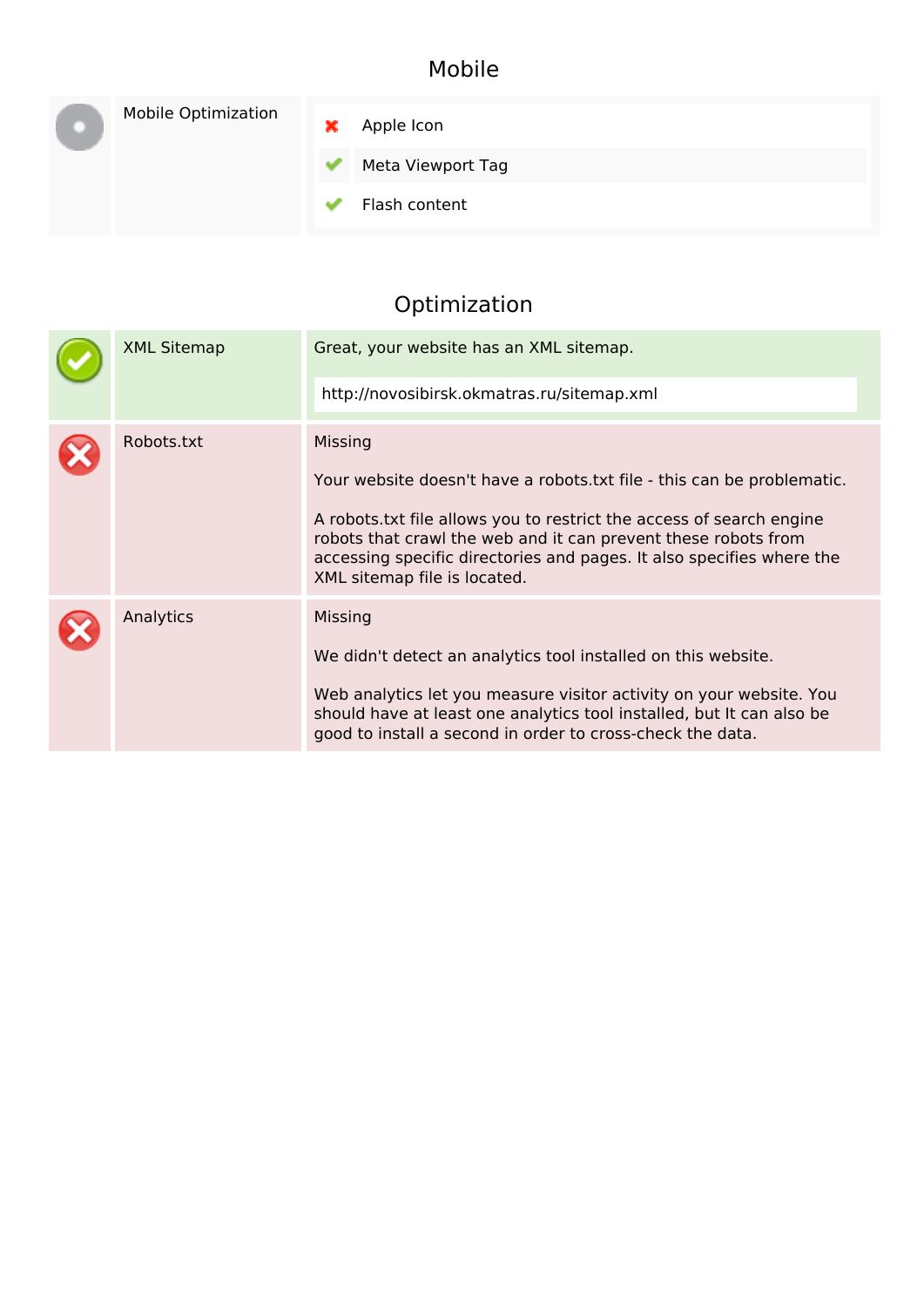## Mobile

| | | |
|---|---|---|
| | Mobile Optimization | ✖ Apple Icon<br>✔ Meta Viewport Tag<br>✔ Flash content |

## Optimization

| | | |
|---|---|---|
| ✔ | XML Sitemap | Great, your website has an XML sitemap.<br><br>http://novosibirsk.okmatras.ru/sitemap.xml |
| ✖ | Robots.txt | Missing<br><br>Your website doesn't have a robots.txt file - this can be problematic.<br><br>A robots.txt file allows you to restrict the access of search engine robots that crawl the web and it can prevent these robots from accessing specific directories and pages. It also specifies where the XML sitemap file is located. |
| ✖ | Analytics | Missing<br><br>We didn't detect an analytics tool installed on this website.<br><br>Web analytics let you measure visitor activity on your website. You should have at least one analytics tool installed, but It can also be good to install a second in order to cross-check the data. |